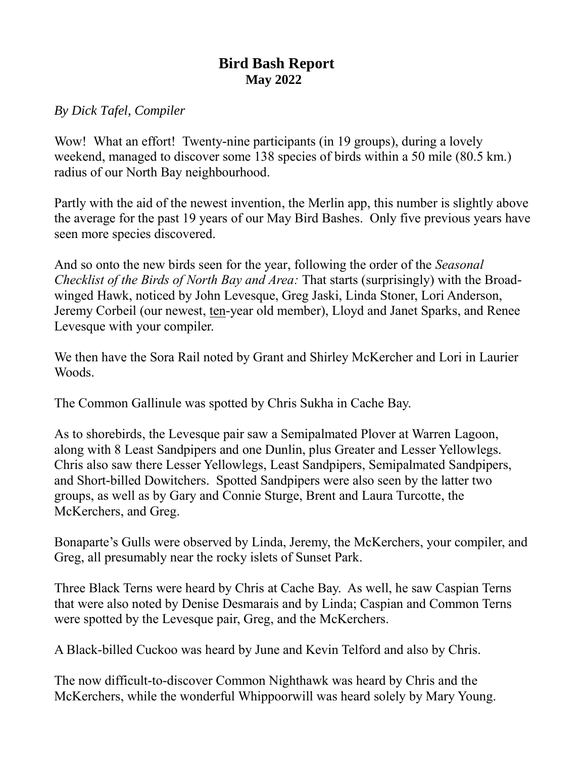# Bird Bash Report
## May 2022

*By Dick Tafel, Compiler*

Wow! What an effort! Twenty-nine participants (in 19 groups), during a lovely weekend, managed to discover some 138 species of birds within a 50 mile (80.5 km.) radius of our North Bay neighbourhood.

Partly with the aid of the newest invention, the Merlin app, this number is slightly above the average for the past 19 years of our May Bird Bashes. Only five previous years have seen more species discovered.

And so onto the new birds seen for the year, following the order of the *Seasonal Checklist of the Birds of North Bay and Area:* That starts (surprisingly) with the Broad-winged Hawk, noticed by John Levesque, Greg Jaski, Linda Stoner, Lori Anderson, Jeremy Corbeil (our newest, <u>ten</u>-year old member), Lloyd and Janet Sparks, and Renee Levesque with your compiler.

We then have the Sora Rail noted by Grant and Shirley McKercher and Lori in Laurier Woods.

The Common Gallinule was spotted by Chris Sukha in Cache Bay.

As to shorebirds, the Levesque pair saw a Semipalmated Plover at Warren Lagoon, along with 8 Least Sandpipers and one Dunlin, plus Greater and Lesser Yellowlegs. Chris also saw there Lesser Yellowlegs, Least Sandpipers, Semipalmated Sandpipers, and Short-billed Dowitchers. Spotted Sandpipers were also seen by the latter two groups, as well as by Gary and Connie Sturge, Brent and Laura Turcotte, the McKerchers, and Greg.

Bonaparte's Gulls were observed by Linda, Jeremy, the McKerchers, your compiler, and Greg, all presumably near the rocky islets of Sunset Park.

Three Black Terns were heard by Chris at Cache Bay. As well, he saw Caspian Terns that were also noted by Denise Desmarais and by Linda; Caspian and Common Terns were spotted by the Levesque pair, Greg, and the McKerchers.

A Black-billed Cuckoo was heard by June and Kevin Telford and also by Chris.

The now difficult-to-discover Common Nighthawk was heard by Chris and the McKerchers, while the wonderful Whippoorwill was heard solely by Mary Young.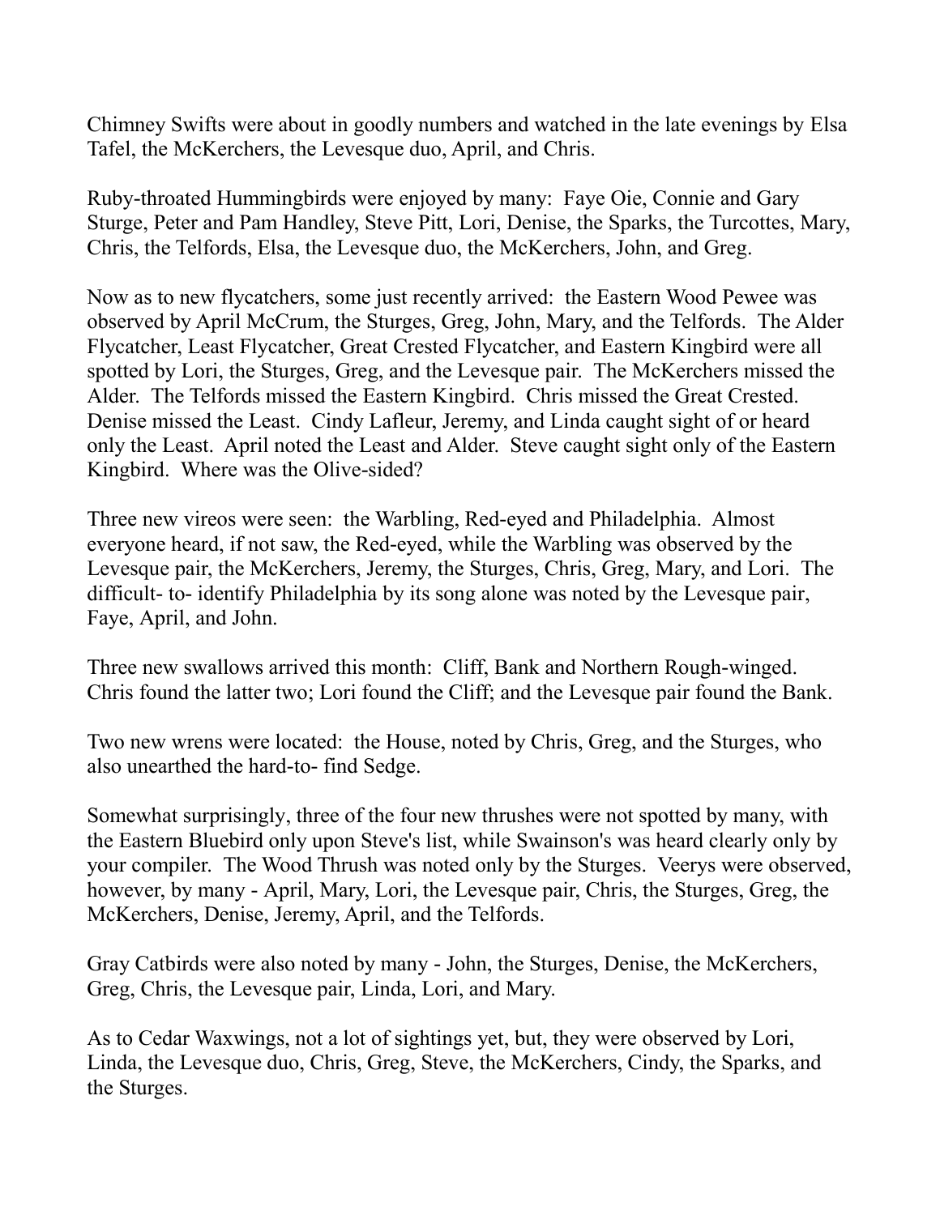Chimney Swifts were about in goodly numbers and watched in the late evenings by Elsa Tafel, the McKerchers, the Levesque duo, April, and Chris.

Ruby-throated Hummingbirds were enjoyed by many: Faye Oie, Connie and Gary Sturge, Peter and Pam Handley, Steve Pitt, Lori, Denise, the Sparks, the Turcottes, Mary, Chris, the Telfords, Elsa, the Levesque duo, the McKerchers, John, and Greg.

Now as to new flycatchers, some just recently arrived: the Eastern Wood Pewee was observed by April McCrum, the Sturges, Greg, John, Mary, and the Telfords. The Alder Flycatcher, Least Flycatcher, Great Crested Flycatcher, and Eastern Kingbird were all spotted by Lori, the Sturges, Greg, and the Levesque pair. The McKerchers missed the Alder. The Telfords missed the Eastern Kingbird. Chris missed the Great Crested. Denise missed the Least. Cindy Lafleur, Jeremy, and Linda caught sight of or heard only the Least. April noted the Least and Alder. Steve caught sight only of the Eastern Kingbird. Where was the Olive-sided?

Three new vireos were seen: the Warbling, Red-eyed and Philadelphia. Almost everyone heard, if not saw, the Red-eyed, while the Warbling was observed by the Levesque pair, the McKerchers, Jeremy, the Sturges, Chris, Greg, Mary, and Lori. The difficult- to- identify Philadelphia by its song alone was noted by the Levesque pair, Faye, April, and John.

Three new swallows arrived this month: Cliff, Bank and Northern Rough-winged. Chris found the latter two; Lori found the Cliff; and the Levesque pair found the Bank.

Two new wrens were located: the House, noted by Chris, Greg, and the Sturges, who also unearthed the hard-to- find Sedge.

Somewhat surprisingly, three of the four new thrushes were not spotted by many, with the Eastern Bluebird only upon Steve's list, while Swainson's was heard clearly only by your compiler. The Wood Thrush was noted only by the Sturges. Veerys were observed, however, by many - April, Mary, Lori, the Levesque pair, Chris, the Sturges, Greg, the McKerchers, Denise, Jeremy, April, and the Telfords.

Gray Catbirds were also noted by many - John, the Sturges, Denise, the McKerchers, Greg, Chris, the Levesque pair, Linda, Lori, and Mary.

As to Cedar Waxwings, not a lot of sightings yet, but, they were observed by Lori, Linda, the Levesque duo, Chris, Greg, Steve, the McKerchers, Cindy, the Sparks, and the Sturges.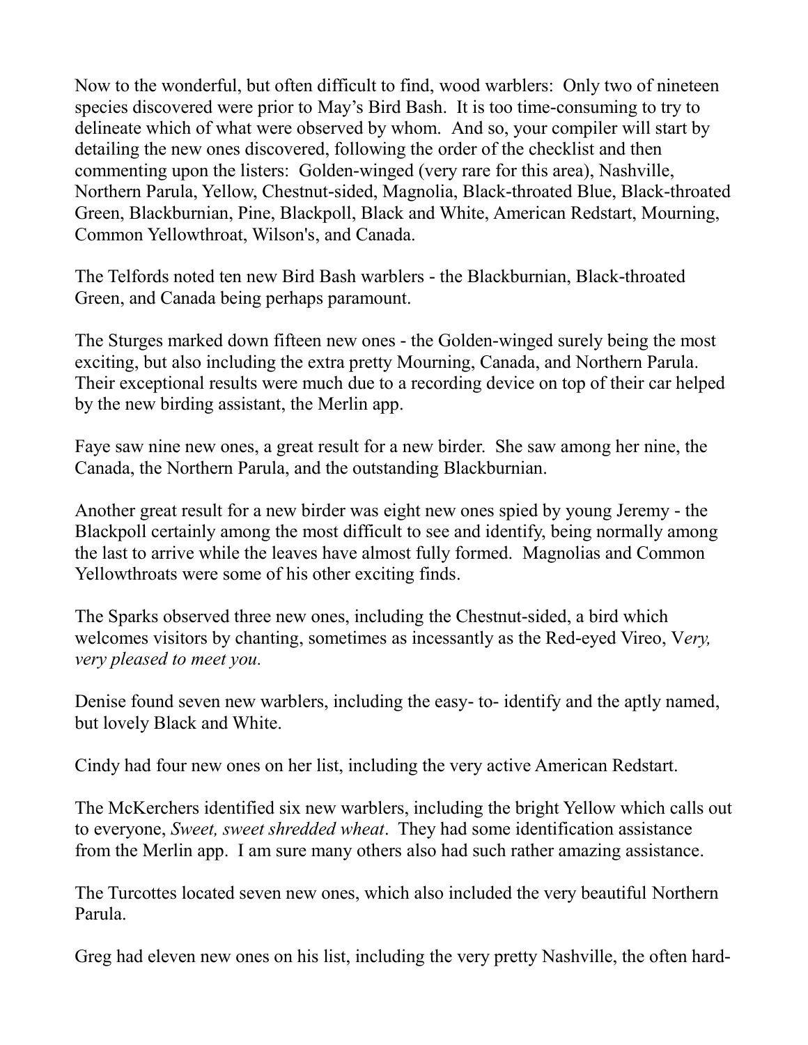Now to the wonderful, but often difficult to find, wood warblers: Only two of nineteen species discovered were prior to May's Bird Bash. It is too time-consuming to try to delineate which of what were observed by whom. And so, your compiler will start by detailing the new ones discovered, following the order of the checklist and then commenting upon the listers: Golden-winged (very rare for this area), Nashville, Northern Parula, Yellow, Chestnut-sided, Magnolia, Black-throated Blue, Black-throated Green, Blackburnian, Pine, Blackpoll, Black and White, American Redstart, Mourning, Common Yellowthroat, Wilson's, and Canada.

The Telfords noted ten new Bird Bash warblers - the Blackburnian, Black-throated Green, and Canada being perhaps paramount.

The Sturges marked down fifteen new ones - the Golden-winged surely being the most exciting, but also including the extra pretty Mourning, Canada, and Northern Parula. Their exceptional results were much due to a recording device on top of their car helped by the new birding assistant, the Merlin app.

Faye saw nine new ones, a great result for a new birder. She saw among her nine, the Canada, the Northern Parula, and the outstanding Blackburnian.

Another great result for a new birder was eight new ones spied by young Jeremy - the Blackpoll certainly among the most difficult to see and identify, being normally among the last to arrive while the leaves have almost fully formed. Magnolias and Common Yellowthroats were some of his other exciting finds.

The Sparks observed three new ones, including the Chestnut-sided, a bird which welcomes visitors by chanting, sometimes as incessantly as the Red-eyed Vireo, V*ery, very pleased to meet you.*

Denise found seven new warblers, including the easy- to- identify and the aptly named, but lovely Black and White.

Cindy had four new ones on her list, including the very active American Redstart.

The McKerchers identified six new warblers, including the bright Yellow which calls out to everyone, *Sweet, sweet shredded wheat*. They had some identification assistance from the Merlin app. I am sure many others also had such rather amazing assistance.

The Turcottes located seven new ones, which also included the very beautiful Northern Parula.

Greg had eleven new ones on his list, including the very pretty Nashville, the often hard-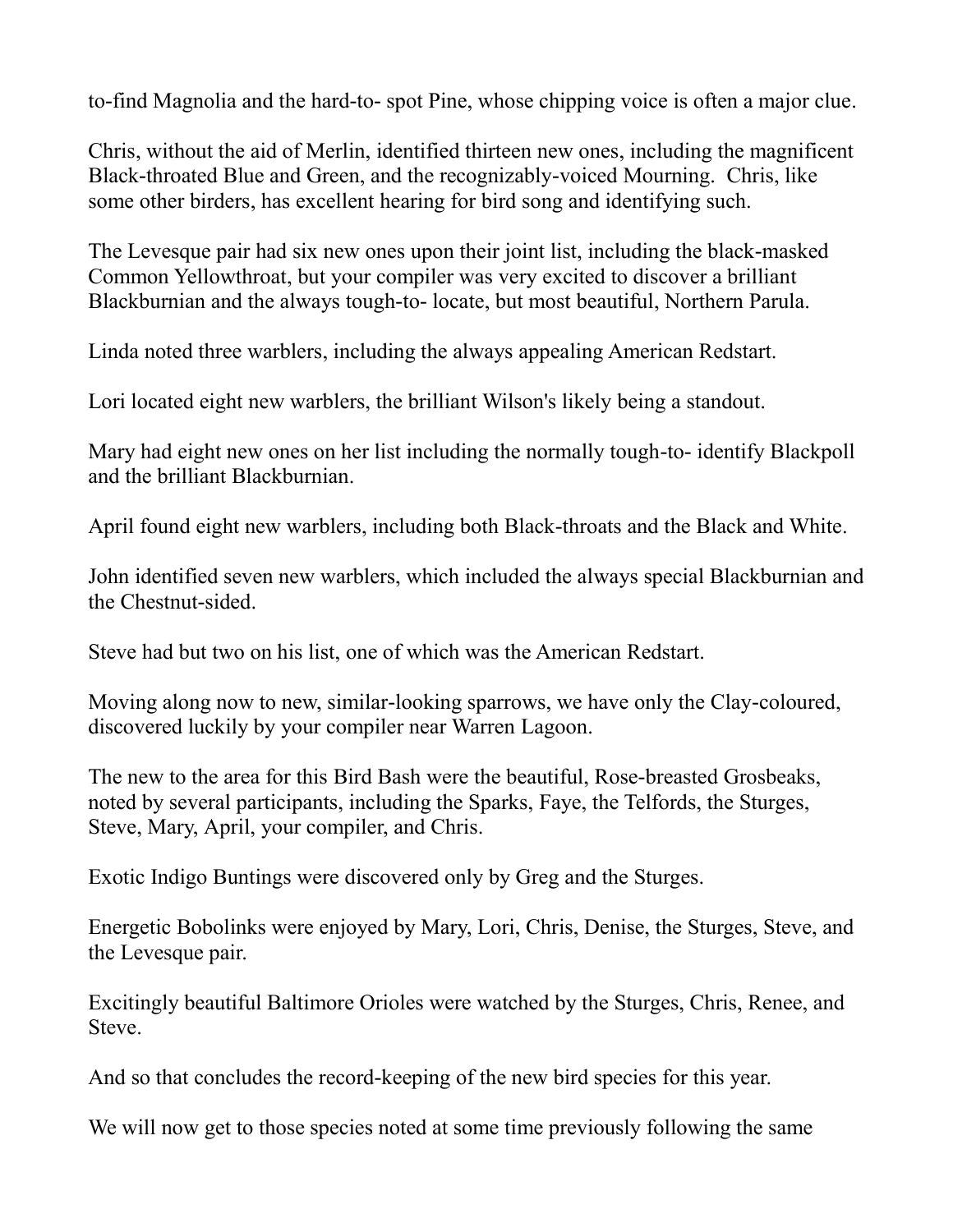to-find Magnolia and the hard-to- spot Pine, whose chipping voice is often a major clue.

Chris, without the aid of Merlin, identified thirteen new ones, including the magnificent Black-throated Blue and Green, and the recognizably-voiced Mourning. Chris, like some other birders, has excellent hearing for bird song and identifying such.

The Levesque pair had six new ones upon their joint list, including the black-masked Common Yellowthroat, but your compiler was very excited to discover a brilliant Blackburnian and the always tough-to- locate, but most beautiful, Northern Parula.

Linda noted three warblers, including the always appealing American Redstart.

Lori located eight new warblers, the brilliant Wilson's likely being a standout.

Mary had eight new ones on her list including the normally tough-to- identify Blackpoll and the brilliant Blackburnian.

April found eight new warblers, including both Black-throats and the Black and White.

John identified seven new warblers, which included the always special Blackburnian and the Chestnut-sided.

Steve had but two on his list, one of which was the American Redstart.

Moving along now to new, similar-looking sparrows, we have only the Clay-coloured, discovered luckily by your compiler near Warren Lagoon.

The new to the area for this Bird Bash were the beautiful, Rose-breasted Grosbeaks, noted by several participants, including the Sparks, Faye, the Telfords, the Sturges, Steve, Mary, April, your compiler, and Chris.

Exotic Indigo Buntings were discovered only by Greg and the Sturges.

Energetic Bobolinks were enjoyed by Mary, Lori, Chris, Denise, the Sturges, Steve, and the Levesque pair.

Excitingly beautiful Baltimore Orioles were watched by the Sturges, Chris, Renee, and Steve.

And so that concludes the record-keeping of the new bird species for this year.

We will now get to those species noted at some time previously following the same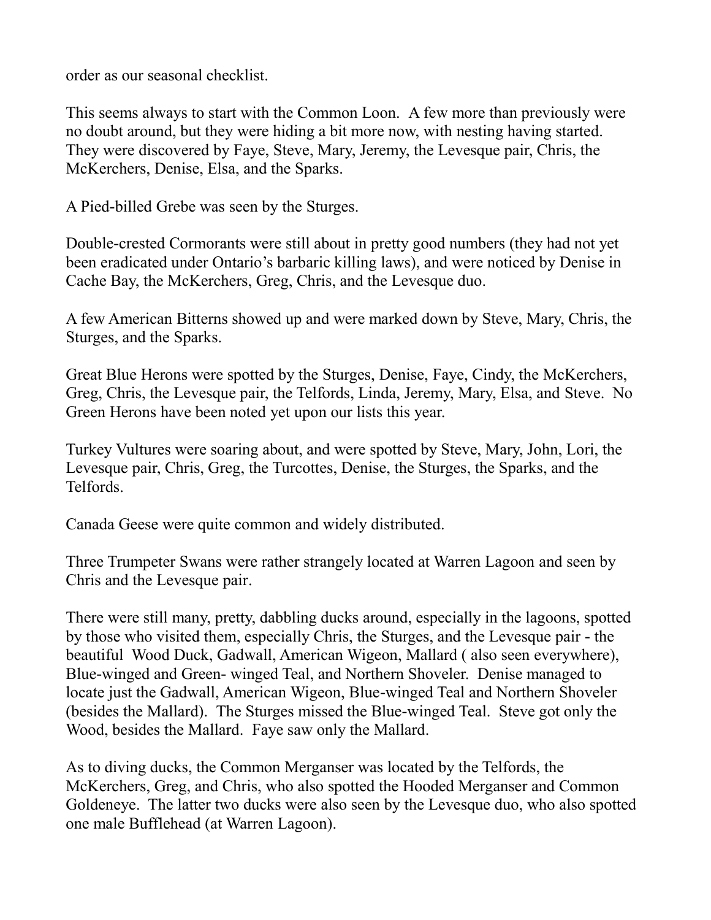order as our seasonal checklist.

This seems always to start with the Common Loon. A few more than previously were no doubt around, but they were hiding a bit more now, with nesting having started. They were discovered by Faye, Steve, Mary, Jeremy, the Levesque pair, Chris, the McKerchers, Denise, Elsa, and the Sparks.

A Pied-billed Grebe was seen by the Sturges.

Double-crested Cormorants were still about in pretty good numbers (they had not yet been eradicated under Ontario's barbaric killing laws), and were noticed by Denise in Cache Bay, the McKerchers, Greg, Chris, and the Levesque duo.

A few American Bitterns showed up and were marked down by Steve, Mary, Chris, the Sturges, and the Sparks.

Great Blue Herons were spotted by the Sturges, Denise, Faye, Cindy, the McKerchers, Greg, Chris, the Levesque pair, the Telfords, Linda, Jeremy, Mary, Elsa, and Steve. No Green Herons have been noted yet upon our lists this year.

Turkey Vultures were soaring about, and were spotted by Steve, Mary, John, Lori, the Levesque pair, Chris, Greg, the Turcottes, Denise, the Sturges, the Sparks, and the Telfords.

Canada Geese were quite common and widely distributed.

Three Trumpeter Swans were rather strangely located at Warren Lagoon and seen by Chris and the Levesque pair.

There were still many, pretty, dabbling ducks around, especially in the lagoons, spotted by those who visited them, especially Chris, the Sturges, and the Levesque pair - the beautiful Wood Duck, Gadwall, American Wigeon, Mallard ( also seen everywhere), Blue-winged and Green- winged Teal, and Northern Shoveler. Denise managed to locate just the Gadwall, American Wigeon, Blue-winged Teal and Northern Shoveler (besides the Mallard). The Sturges missed the Blue-winged Teal. Steve got only the Wood, besides the Mallard. Faye saw only the Mallard.

As to diving ducks, the Common Merganser was located by the Telfords, the McKerchers, Greg, and Chris, who also spotted the Hooded Merganser and Common Goldeneye. The latter two ducks were also seen by the Levesque duo, who also spotted one male Bufflehead (at Warren Lagoon).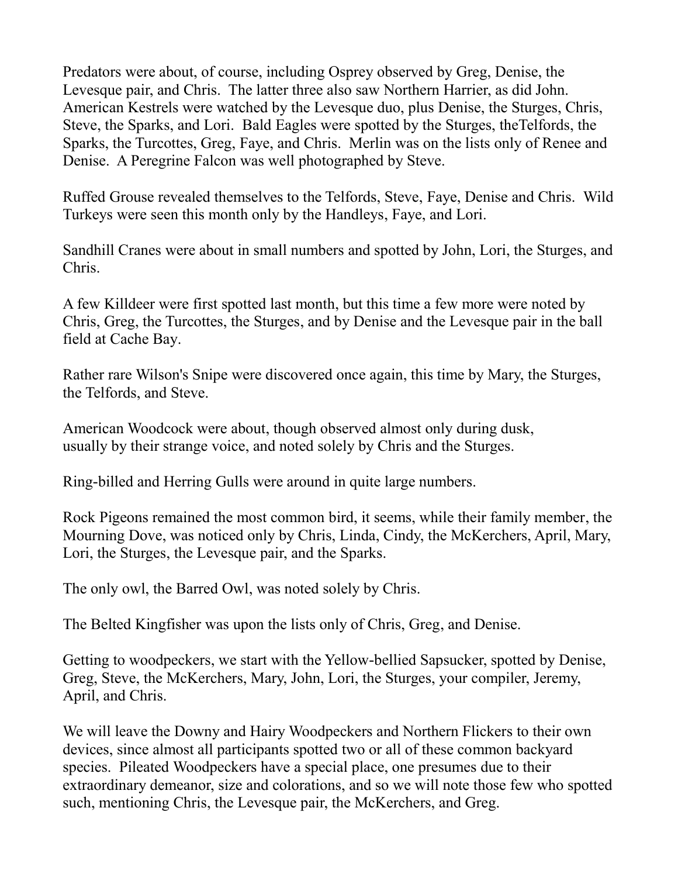Predators were about, of course, including Osprey observed by Greg, Denise, the Levesque pair, and Chris. The latter three also saw Northern Harrier, as did John. American Kestrels were watched by the Levesque duo, plus Denise, the Sturges, Chris, Steve, the Sparks, and Lori. Bald Eagles were spotted by the Sturges, theTelfords, the Sparks, the Turcottes, Greg, Faye, and Chris. Merlin was on the lists only of Renee and Denise. A Peregrine Falcon was well photographed by Steve.

Ruffed Grouse revealed themselves to the Telfords, Steve, Faye, Denise and Chris. Wild Turkeys were seen this month only by the Handleys, Faye, and Lori.

Sandhill Cranes were about in small numbers and spotted by John, Lori, the Sturges, and Chris.

A few Killdeer were first spotted last month, but this time a few more were noted by Chris, Greg, the Turcottes, the Sturges, and by Denise and the Levesque pair in the ball field at Cache Bay.

Rather rare Wilson's Snipe were discovered once again, this time by Mary, the Sturges, the Telfords, and Steve.

American Woodcock were about, though observed almost only during dusk, usually by their strange voice, and noted solely by Chris and the Sturges.

Ring-billed and Herring Gulls were around in quite large numbers.

Rock Pigeons remained the most common bird, it seems, while their family member, the Mourning Dove, was noticed only by Chris, Linda, Cindy, the McKerchers, April, Mary, Lori, the Sturges, the Levesque pair, and the Sparks.

The only owl, the Barred Owl, was noted solely by Chris.

The Belted Kingfisher was upon the lists only of Chris, Greg, and Denise.

Getting to woodpeckers, we start with the Yellow-bellied Sapsucker, spotted by Denise, Greg, Steve, the McKerchers, Mary, John, Lori, the Sturges, your compiler, Jeremy, April, and Chris.

We will leave the Downy and Hairy Woodpeckers and Northern Flickers to their own devices, since almost all participants spotted two or all of these common backyard species. Pileated Woodpeckers have a special place, one presumes due to their extraordinary demeanor, size and colorations, and so we will note those few who spotted such, mentioning Chris, the Levesque pair, the McKerchers, and Greg.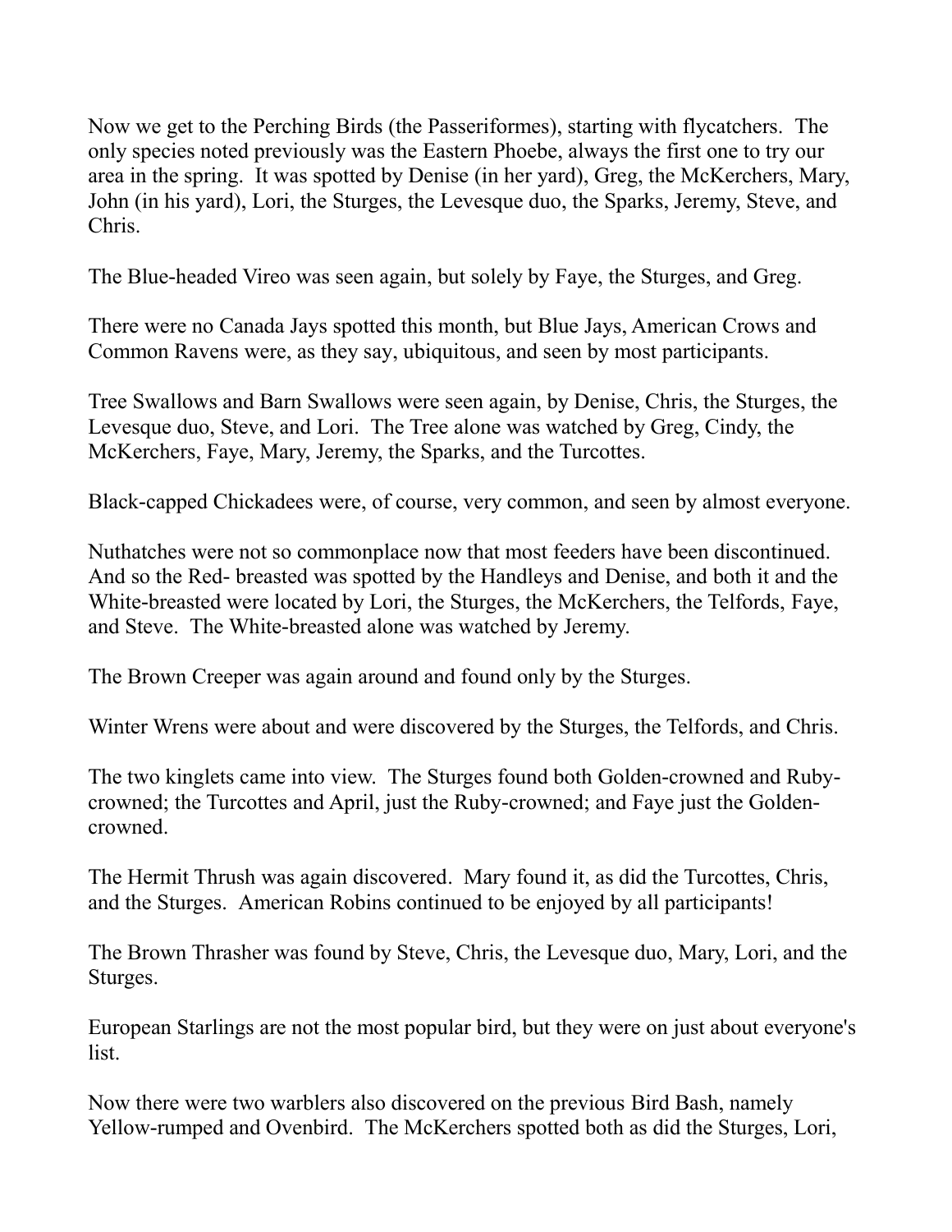Now we get to the Perching Birds (the Passeriformes), starting with flycatchers. The only species noted previously was the Eastern Phoebe, always the first one to try our area in the spring. It was spotted by Denise (in her yard), Greg, the McKerchers, Mary, John (in his yard), Lori, the Sturges, the Levesque duo, the Sparks, Jeremy, Steve, and Chris.

The Blue-headed Vireo was seen again, but solely by Faye, the Sturges, and Greg.

There were no Canada Jays spotted this month, but Blue Jays, American Crows and Common Ravens were, as they say, ubiquitous, and seen by most participants.

Tree Swallows and Barn Swallows were seen again, by Denise, Chris, the Sturges, the Levesque duo, Steve, and Lori. The Tree alone was watched by Greg, Cindy, the McKerchers, Faye, Mary, Jeremy, the Sparks, and the Turcottes.

Black-capped Chickadees were, of course, very common, and seen by almost everyone.

Nuthatches were not so commonplace now that most feeders have been discontinued. And so the Red- breasted was spotted by the Handleys and Denise, and both it and the White-breasted were located by Lori, the Sturges, the McKerchers, the Telfords, Faye, and Steve. The White-breasted alone was watched by Jeremy.

The Brown Creeper was again around and found only by the Sturges.

Winter Wrens were about and were discovered by the Sturges, the Telfords, and Chris.

The two kinglets came into view. The Sturges found both Golden-crowned and Ruby-crowned; the Turcottes and April, just the Ruby-crowned; and Faye just the Golden-crowned.

The Hermit Thrush was again discovered. Mary found it, as did the Turcottes, Chris, and the Sturges. American Robins continued to be enjoyed by all participants!

The Brown Thrasher was found by Steve, Chris, the Levesque duo, Mary, Lori, and the Sturges.

European Starlings are not the most popular bird, but they were on just about everyone's list.

Now there were two warblers also discovered on the previous Bird Bash, namely Yellow-rumped and Ovenbird. The McKerchers spotted both as did the Sturges, Lori,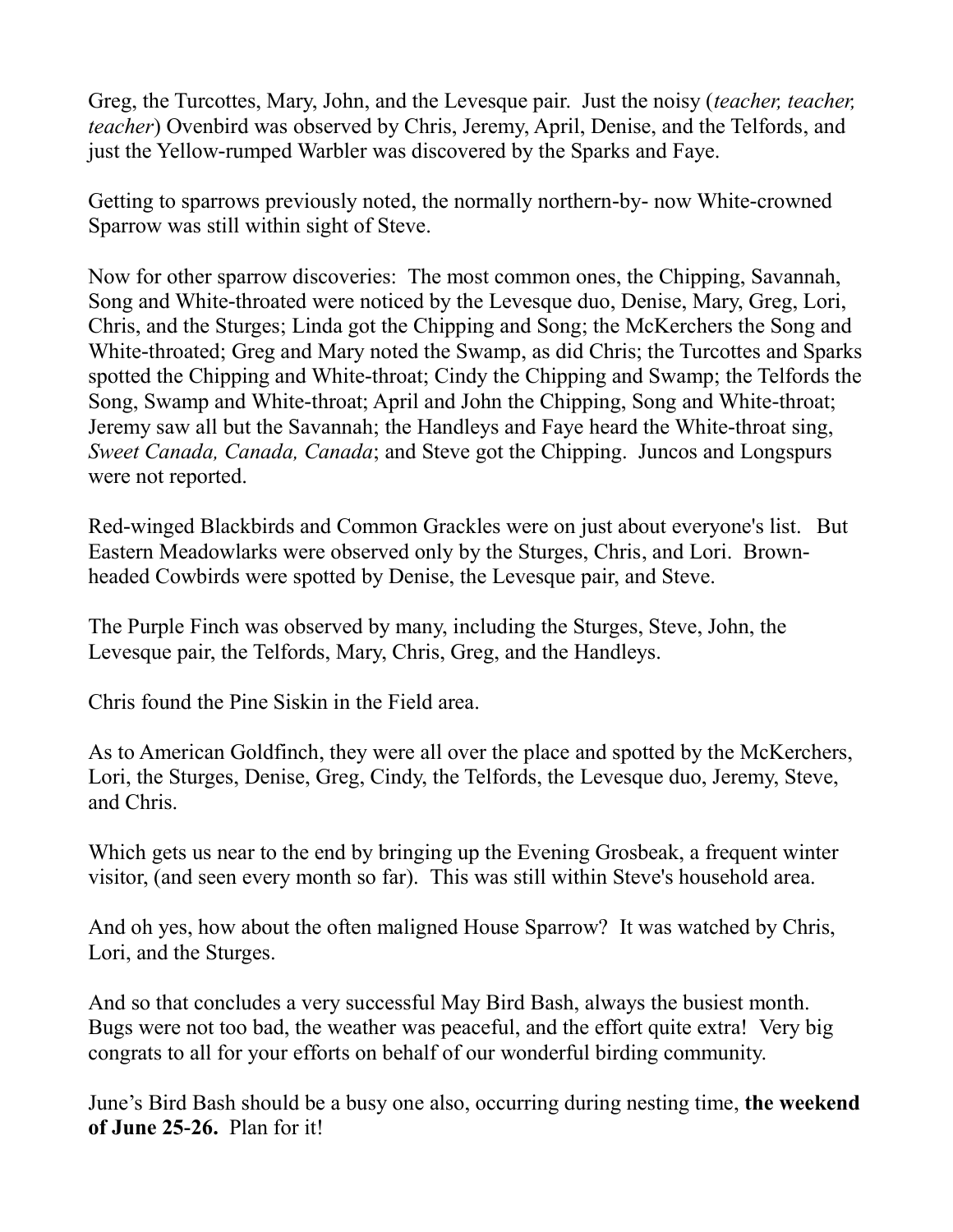Greg, the Turcottes, Mary, John, and the Levesque pair. Just the noisy (*teacher, teacher, teacher*) Ovenbird was observed by Chris, Jeremy, April, Denise, and the Telfords, and just the Yellow-rumped Warbler was discovered by the Sparks and Faye.

Getting to sparrows previously noted, the normally northern-by- now White-crowned Sparrow was still within sight of Steve.

Now for other sparrow discoveries: The most common ones, the Chipping, Savannah, Song and White-throated were noticed by the Levesque duo, Denise, Mary, Greg, Lori, Chris, and the Sturges; Linda got the Chipping and Song; the McKerchers the Song and White-throated; Greg and Mary noted the Swamp, as did Chris; the Turcottes and Sparks spotted the Chipping and White-throat; Cindy the Chipping and Swamp; the Telfords the Song, Swamp and White-throat; April and John the Chipping, Song and White-throat; Jeremy saw all but the Savannah; the Handleys and Faye heard the White-throat sing, *Sweet Canada, Canada, Canada*; and Steve got the Chipping. Juncos and Longspurs were not reported.

Red-winged Blackbirds and Common Grackles were on just about everyone's list. But Eastern Meadowlarks were observed only by the Sturges, Chris, and Lori. Brown-headed Cowbirds were spotted by Denise, the Levesque pair, and Steve.

The Purple Finch was observed by many, including the Sturges, Steve, John, the Levesque pair, the Telfords, Mary, Chris, Greg, and the Handleys.

Chris found the Pine Siskin in the Field area.

As to American Goldfinch, they were all over the place and spotted by the McKerchers, Lori, the Sturges, Denise, Greg, Cindy, the Telfords, the Levesque duo, Jeremy, Steve, and Chris.

Which gets us near to the end by bringing up the Evening Grosbeak, a frequent winter visitor, (and seen every month so far). This was still within Steve's household area.

And oh yes, how about the often maligned House Sparrow? It was watched by Chris, Lori, and the Sturges.

And so that concludes a very successful May Bird Bash, always the busiest month. Bugs were not too bad, the weather was peaceful, and the effort quite extra! Very big congrats to all for your efforts on behalf of our wonderful birding community.

June's Bird Bash should be a busy one also, occurring during nesting time, **the weekend of June 25-26.** Plan for it!